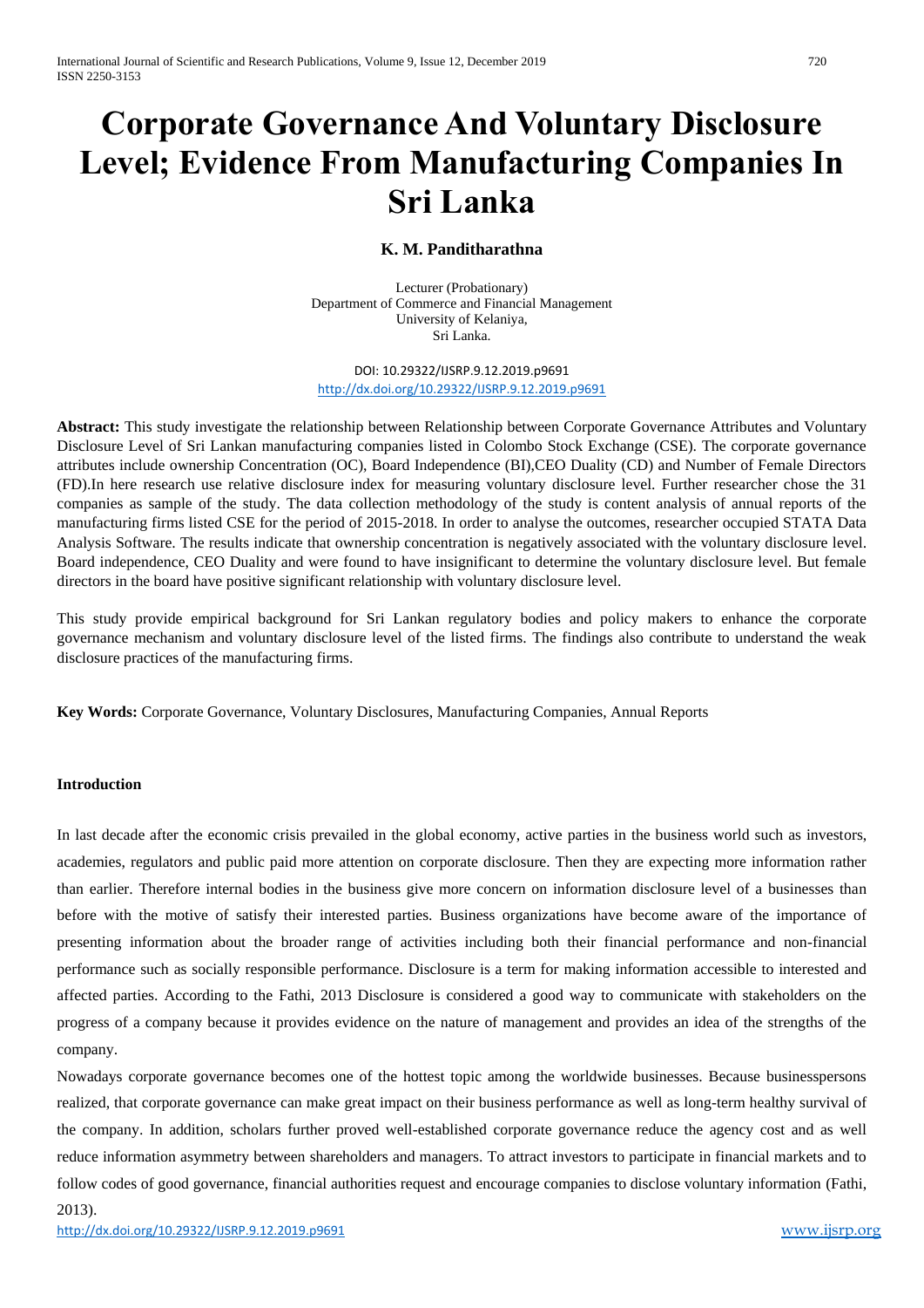# Corporate Governance And Voluntary Disclosure Level; Evidence From Manufacturing Companies In Sri Lanka

**K. M. Panditharathna**

Lecturer (Probationary)
Department of Commerce and Financial Management
University of Kelaniya,
Sri Lanka.

DOI: 10.29322/IJSRP.9.12.2019.p9691
http://dx.doi.org/10.29322/IJSRP.9.12.2019.p9691

**Abstract:** This study investigate the relationship between Relationship between Corporate Governance Attributes and Voluntary Disclosure Level of Sri Lankan manufacturing companies listed in Colombo Stock Exchange (CSE). The corporate governance attributes include ownership Concentration (OC), Board Independence (BI),CEO Duality (CD) and Number of Female Directors (FD).In here research use relative disclosure index for measuring voluntary disclosure level. Further researcher chose the 31 companies as sample of the study. The data collection methodology of the study is content analysis of annual reports of the manufacturing firms listed CSE for the period of 2015-2018. In order to analyse the outcomes, researcher occupied STATA Data Analysis Software. The results indicate that ownership concentration is negatively associated with the voluntary disclosure level. Board independence, CEO Duality and were found to have insignificant to determine the voluntary disclosure level. But female directors in the board have positive significant relationship with voluntary disclosure level.

This study provide empirical background for Sri Lankan regulatory bodies and policy makers to enhance the corporate governance mechanism and voluntary disclosure level of the listed firms. The findings also contribute to understand the weak disclosure practices of the manufacturing firms.

**Key Words:** Corporate Governance, Voluntary Disclosures, Manufacturing Companies, Annual Reports

## Introduction

In last decade after the economic crisis prevailed in the global economy, active parties in the business world such as investors, academies, regulators and public paid more attention on corporate disclosure. Then they are expecting more information rather than earlier. Therefore internal bodies in the business give more concern on information disclosure level of a businesses than before with the motive of satisfy their interested parties. Business organizations have become aware of the importance of presenting information about the broader range of activities including both their financial performance and non-financial performance such as socially responsible performance. Disclosure is a term for making information accessible to interested and affected parties. According to the Fathi, 2013 Disclosure is considered a good way to communicate with stakeholders on the progress of a company because it provides evidence on the nature of management and provides an idea of the strengths of the company.

Nowadays corporate governance becomes one of the hottest topic among the worldwide businesses. Because businesspersons realized, that corporate governance can make great impact on their business performance as well as long-term healthy survival of the company. In addition, scholars further proved well-established corporate governance reduce the agency cost and as well reduce information asymmetry between shareholders and managers. To attract investors to participate in financial markets and to follow codes of good governance, financial authorities request and encourage companies to disclose voluntary information (Fathi, 2013).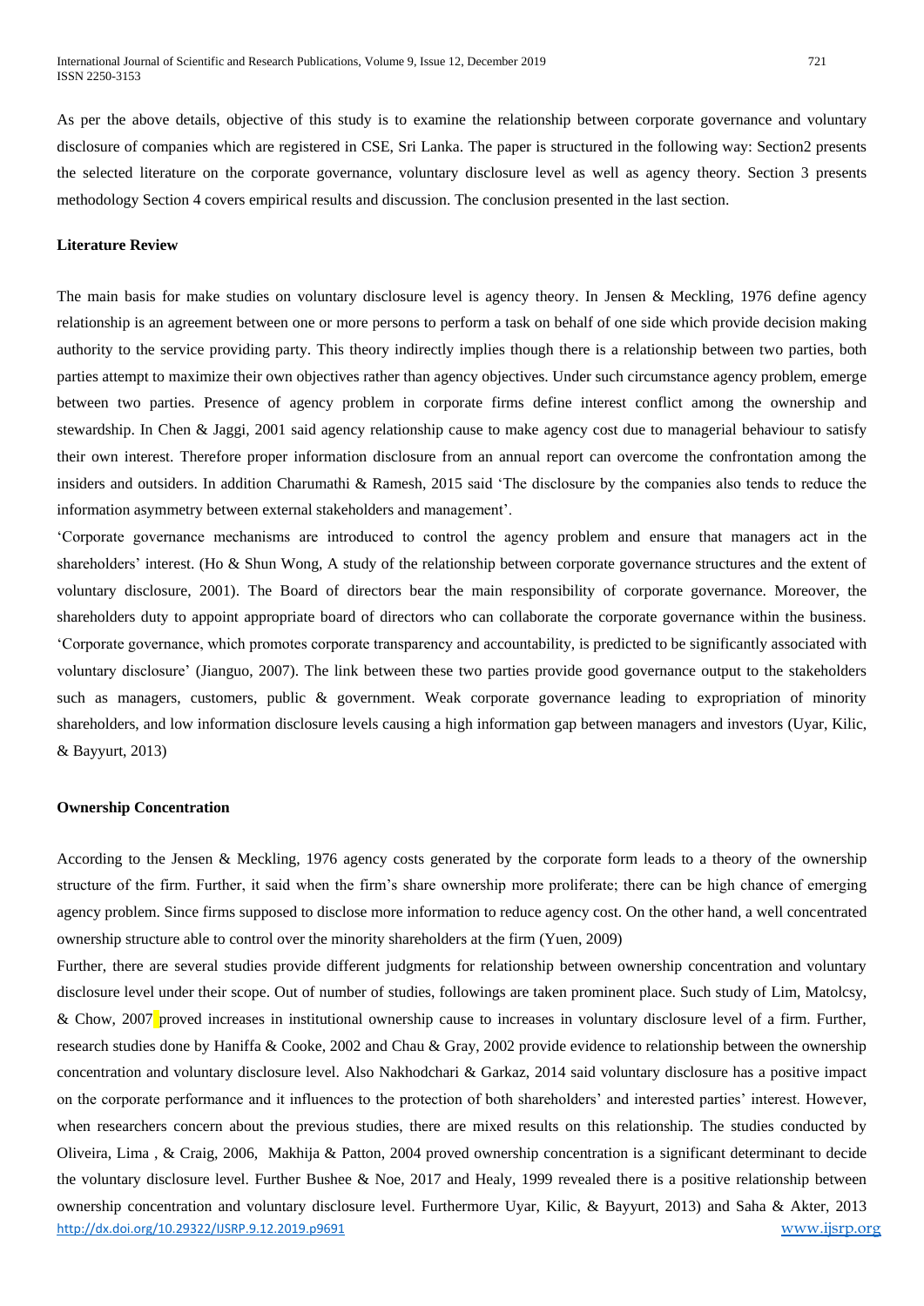As per the above details, objective of this study is to examine the relationship between corporate governance and voluntary disclosure of companies which are registered in CSE, Sri Lanka. The paper is structured in the following way: Section2 presents the selected literature on the corporate governance, voluntary disclosure level as well as agency theory. Section 3 presents methodology Section 4 covers empirical results and discussion. The conclusion presented in the last section.

**Literature Review**

The main basis for make studies on voluntary disclosure level is agency theory. In Jensen & Meckling, 1976 define agency relationship is an agreement between one or more persons to perform a task on behalf of one side which provide decision making authority to the service providing party. This theory indirectly implies though there is a relationship between two parties, both parties attempt to maximize their own objectives rather than agency objectives. Under such circumstance agency problem, emerge between two parties. Presence of agency problem in corporate firms define interest conflict among the ownership and stewardship. In Chen & Jaggi, 2001 said agency relationship cause to make agency cost due to managerial behaviour to satisfy their own interest. Therefore proper information disclosure from an annual report can overcome the confrontation among the insiders and outsiders. In addition Charumathi & Ramesh, 2015 said 'The disclosure by the companies also tends to reduce the information asymmetry between external stakeholders and management'.

'Corporate governance mechanisms are introduced to control the agency problem and ensure that managers act in the shareholders' interest. (Ho & Shun Wong, A study of the relationship between corporate governance structures and the extent of voluntary disclosure, 2001). The Board of directors bear the main responsibility of corporate governance. Moreover, the shareholders duty to appoint appropriate board of directors who can collaborate the corporate governance within the business. 'Corporate governance, which promotes corporate transparency and accountability, is predicted to be significantly associated with voluntary disclosure' (Jianguo, 2007). The link between these two parties provide good governance output to the stakeholders such as managers, customers, public & government. Weak corporate governance leading to expropriation of minority shareholders, and low information disclosure levels causing a high information gap between managers and investors (Uyar, Kilic, & Bayyurt, 2013)

**Ownership Concentration**

According to the Jensen & Meckling, 1976 agency costs generated by the corporate form leads to a theory of the ownership structure of the firm. Further, it said when the firm's share ownership more proliferate; there can be high chance of emerging agency problem. Since firms supposed to disclose more information to reduce agency cost. On the other hand, a well concentrated ownership structure able to control over the minority shareholders at the firm (Yuen, 2009)

Further, there are several studies provide different judgments for relationship between ownership concentration and voluntary disclosure level under their scope. Out of number of studies, followings are taken prominent place. Such study of Lim, Matolcsy, & Chow, 2007 proved increases in institutional ownership cause to increases in voluntary disclosure level of a firm. Further, research studies done by Haniffa & Cooke, 2002 and Chau & Gray, 2002 provide evidence to relationship between the ownership concentration and voluntary disclosure level. Also Nakhodchari & Garkaz, 2014 said voluntary disclosure has a positive impact on the corporate performance and it influences to the protection of both shareholders' and interested parties' interest. However, when researchers concern about the previous studies, there are mixed results on this relationship. The studies conducted by Oliveira, Lima , & Craig, 2006, Makhija & Patton, 2004 proved ownership concentration is a significant determinant to decide the voluntary disclosure level. Further Bushee & Noe, 2017 and Healy, 1999 revealed there is a positive relationship between ownership concentration and voluntary disclosure level. Furthermore Uyar, Kilic, & Bayyurt, 2013) and Saha & Akter, 2013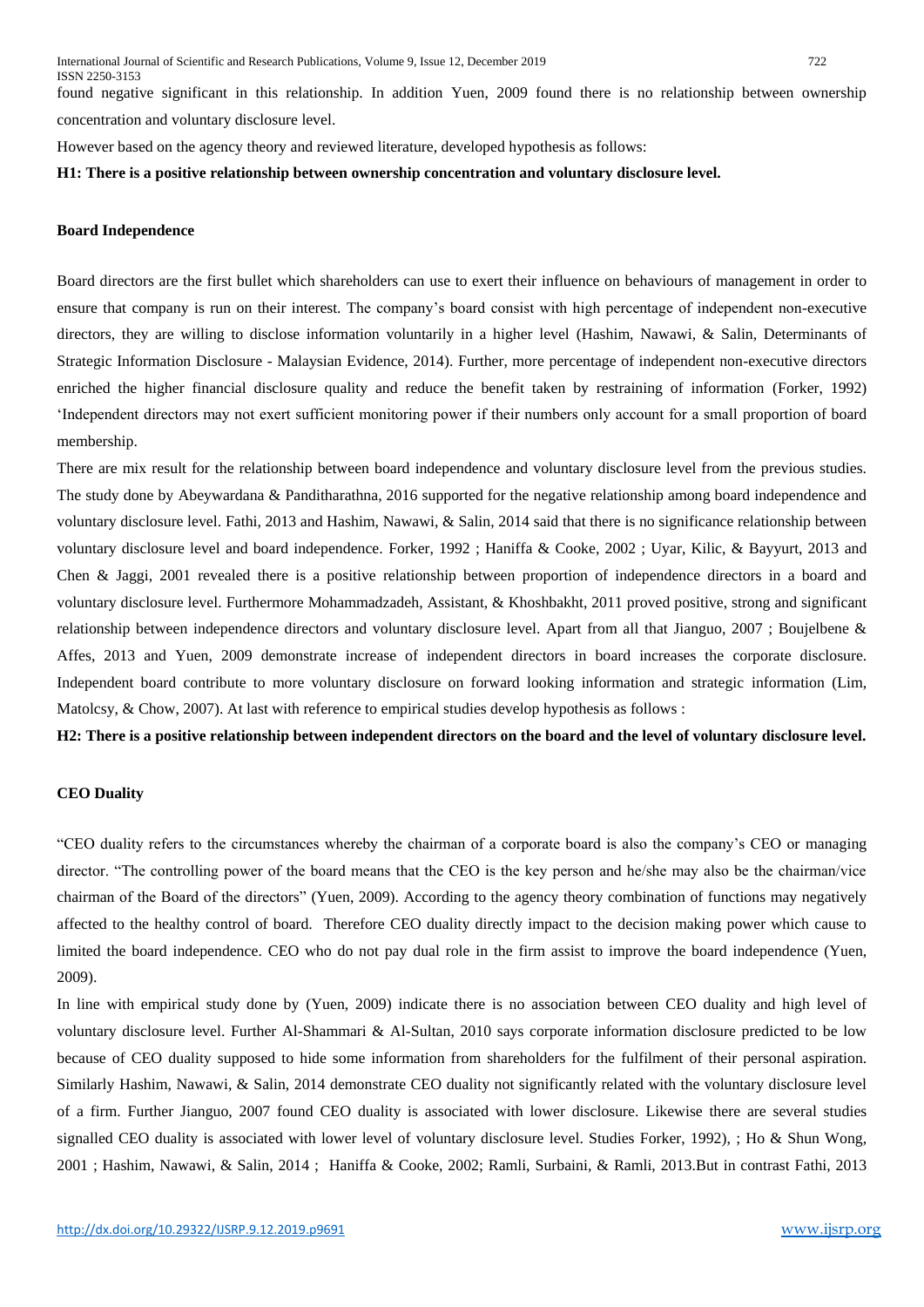found negative significant in this relationship. In addition Yuen, 2009 found there is no relationship between ownership concentration and voluntary disclosure level.

However based on the agency theory and reviewed literature, developed hypothesis as follows:

**H1: There is a positive relationship between ownership concentration and voluntary disclosure level.**

### Board Independence

Board directors are the first bullet which shareholders can use to exert their influence on behaviours of management in order to ensure that company is run on their interest. The company's board consist with high percentage of independent non-executive directors, they are willing to disclose information voluntarily in a higher level (Hashim, Nawawi, & Salin, Determinants of Strategic Information Disclosure - Malaysian Evidence, 2014). Further, more percentage of independent non-executive directors enriched the higher financial disclosure quality and reduce the benefit taken by restraining of information (Forker, 1992) 'Independent directors may not exert sufficient monitoring power if their numbers only account for a small proportion of board membership.

There are mix result for the relationship between board independence and voluntary disclosure level from the previous studies. The study done by Abeywardana & Panditharathna, 2016 supported for the negative relationship among board independence and voluntary disclosure level. Fathi, 2013 and Hashim, Nawawi, & Salin, 2014 said that there is no significance relationship between voluntary disclosure level and board independence. Forker, 1992 ; Haniffa & Cooke, 2002 ; Uyar, Kilic, & Bayyurt, 2013 and Chen & Jaggi, 2001 revealed there is a positive relationship between proportion of independence directors in a board and voluntary disclosure level. Furthermore Mohammadzadeh, Assistant, & Khoshbakht, 2011 proved positive, strong and significant relationship between independence directors and voluntary disclosure level. Apart from all that Jianguo, 2007 ; Boujelbene & Affes, 2013 and Yuen, 2009 demonstrate increase of independent directors in board increases the corporate disclosure. Independent board contribute to more voluntary disclosure on forward looking information and strategic information (Lim, Matolcsy, & Chow, 2007). At last with reference to empirical studies develop hypothesis as follows :

**H2: There is a positive relationship between independent directors on the board and the level of voluntary disclosure level.**

### CEO Duality

"CEO duality refers to the circumstances whereby the chairman of a corporate board is also the company's CEO or managing director. "The controlling power of the board means that the CEO is the key person and he/she may also be the chairman/vice chairman of the Board of the directors" (Yuen, 2009). According to the agency theory combination of functions may negatively affected to the healthy control of board. Therefore CEO duality directly impact to the decision making power which cause to limited the board independence. CEO who do not pay dual role in the firm assist to improve the board independence (Yuen, 2009).

In line with empirical study done by (Yuen, 2009) indicate there is no association between CEO duality and high level of voluntary disclosure level. Further Al-Shammari & Al-Sultan, 2010 says corporate information disclosure predicted to be low because of CEO duality supposed to hide some information from shareholders for the fulfilment of their personal aspiration. Similarly Hashim, Nawawi, & Salin, 2014 demonstrate CEO duality not significantly related with the voluntary disclosure level of a firm. Further Jianguo, 2007 found CEO duality is associated with lower disclosure. Likewise there are several studies signalled CEO duality is associated with lower level of voluntary disclosure level. Studies Forker, 1992), ; Ho & Shun Wong, 2001 ; Hashim, Nawawi, & Salin, 2014 ; Haniffa & Cooke, 2002; Ramli, Surbaini, & Ramli, 2013.But in contrast Fathi, 2013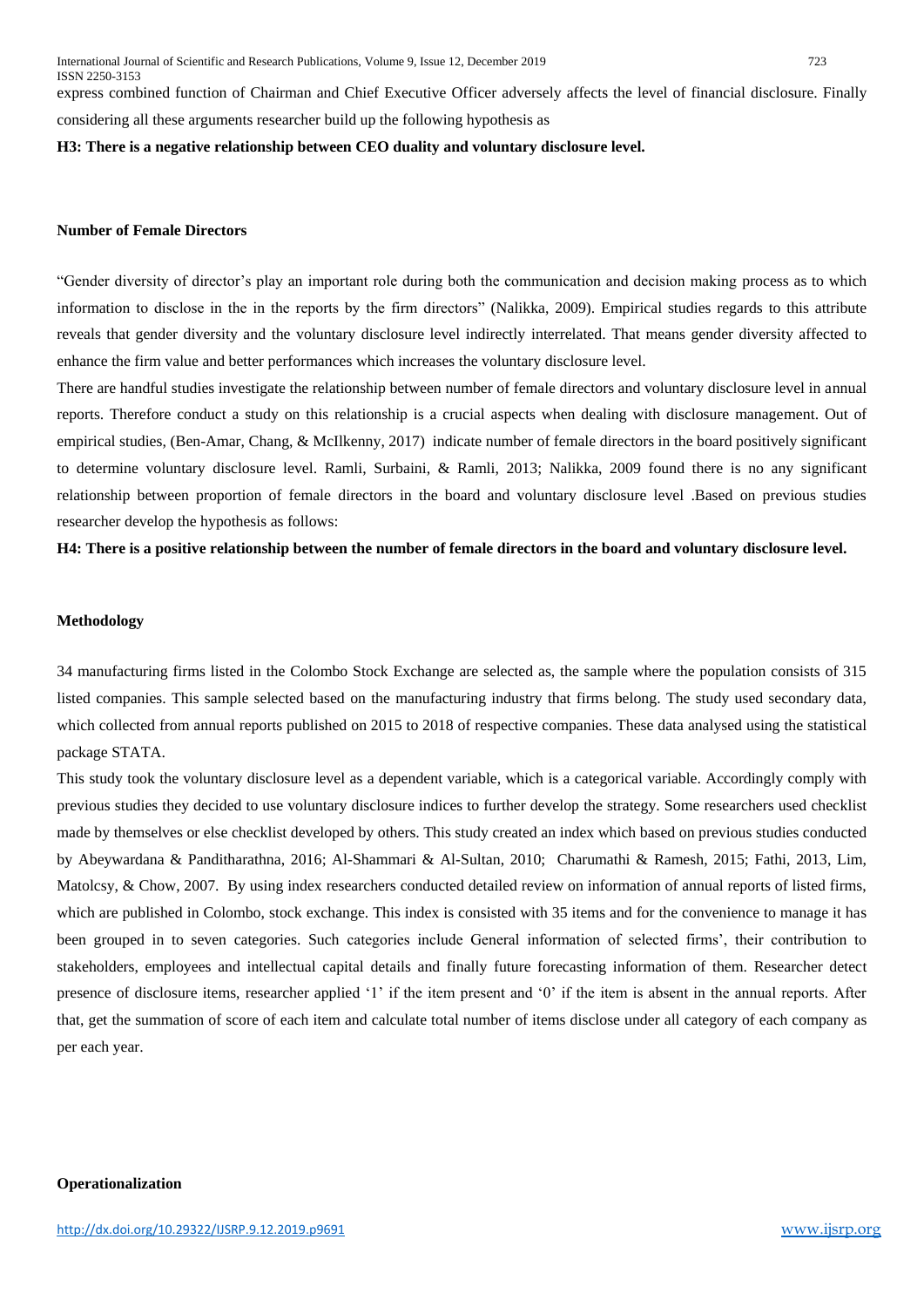express combined function of Chairman and Chief Executive Officer adversely affects the level of financial disclosure. Finally considering all these arguments researcher build up the following hypothesis as

**H3: There is a negative relationship between CEO duality and voluntary disclosure level.**

**Number of Female Directors**

"Gender diversity of director's play an important role during both the communication and decision making process as to which information to disclose in the in the reports by the firm directors" (Nalikka, 2009). Empirical studies regards to this attribute reveals that gender diversity and the voluntary disclosure level indirectly interrelated. That means gender diversity affected to enhance the firm value and better performances which increases the voluntary disclosure level.

There are handful studies investigate the relationship between number of female directors and voluntary disclosure level in annual reports. Therefore conduct a study on this relationship is a crucial aspects when dealing with disclosure management. Out of empirical studies, (Ben-Amar, Chang, & McIlkenny, 2017) indicate number of female directors in the board positively significant to determine voluntary disclosure level. Ramli, Surbaini, & Ramli, 2013; Nalikka, 2009 found there is no any significant relationship between proportion of female directors in the board and voluntary disclosure level .Based on previous studies researcher develop the hypothesis as follows:

**H4: There is a positive relationship between the number of female directors in the board and voluntary disclosure level.**

**Methodology**

34 manufacturing firms listed in the Colombo Stock Exchange are selected as, the sample where the population consists of 315 listed companies. This sample selected based on the manufacturing industry that firms belong. The study used secondary data, which collected from annual reports published on 2015 to 2018 of respective companies. These data analysed using the statistical package STATA.

This study took the voluntary disclosure level as a dependent variable, which is a categorical variable. Accordingly comply with previous studies they decided to use voluntary disclosure indices to further develop the strategy. Some researchers used checklist made by themselves or else checklist developed by others. This study created an index which based on previous studies conducted by Abeywardana & Panditharathna, 2016; Al-Shammari & Al-Sultan, 2010; Charumathi & Ramesh, 2015; Fathi, 2013, Lim, Matolcsy, & Chow, 2007. By using index researchers conducted detailed review on information of annual reports of listed firms, which are published in Colombo, stock exchange. This index is consisted with 35 items and for the convenience to manage it has been grouped in to seven categories. Such categories include General information of selected firms', their contribution to stakeholders, employees and intellectual capital details and finally future forecasting information of them. Researcher detect presence of disclosure items, researcher applied '1' if the item present and '0' if the item is absent in the annual reports. After that, get the summation of score of each item and calculate total number of items disclose under all category of each company as per each year.

**Operationalization**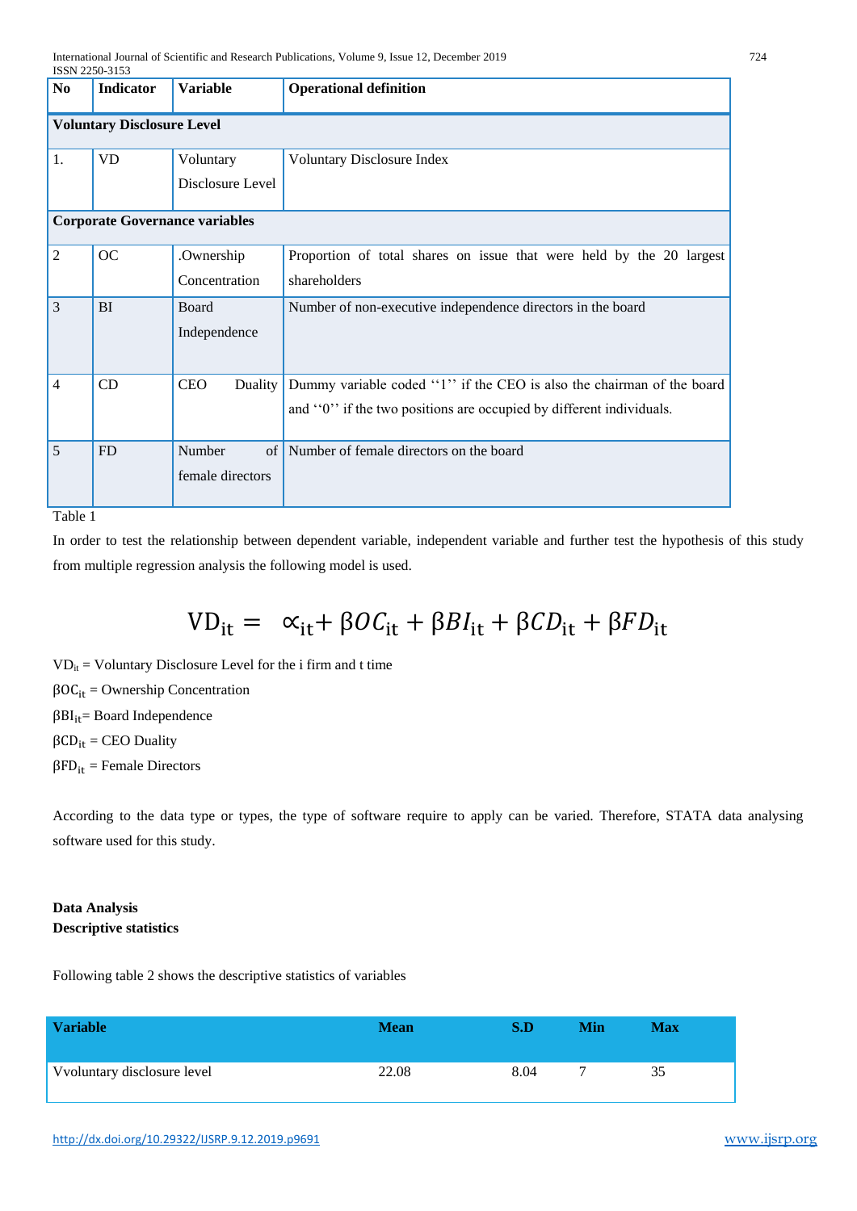| No | Indicator | Variable | Operational definition |
|---|---|---|---|
| **Voluntary Disclosure Level** | | | |
| 1. | VD | Voluntary Disclosure Level | Voluntary Disclosure Index |
| **Corporate Governance variables** | | | |
| 2 | OC | .Ownership Concentration | Proportion of total shares on issue that were held by the 20 largest shareholders |
| 3 | BI | Board Independence | Number of non-executive independence directors in the board |
| 4 | CD | CEO Duality | Dummy variable coded ''1'' if the CEO is also the chairman of the board and ''0'' if the two positions are occupied by different individuals. |
| 5 | FD | Number of female directors | Number of female directors on the board |

Table 1

In order to test the relationship between dependent variable, independent variable and further test the hypothesis of this study from multiple regression analysis the following model is used.

$$\mathrm{VD_{it}} = \propto_{\mathrm{it}} + \beta OC_{\mathrm{it}} + \beta BI_{\mathrm{it}} + \beta CD_{\mathrm{it}} + \beta FD_{\mathrm{it}}$$

$VD_{it}$ = Voluntary Disclosure Level for the i firm and t time

$\beta OC_{it}$ = Ownership Concentration

$\beta BI_{it}$= Board Independence

$\beta CD_{it}$ = CEO Duality

$\beta FD_{it}$ = Female Directors

According to the data type or types, the type of software require to apply can be varied. Therefore, STATA data analysing software used for this study.

**Data Analysis**

**Descriptive statistics**

Following table 2 shows the descriptive statistics of variables

| Variable | Mean | S.D | Min | Max |
|---|---|---|---|---|
| Vvoluntary disclosure level | 22.08 | 8.04 | 7 | 35 |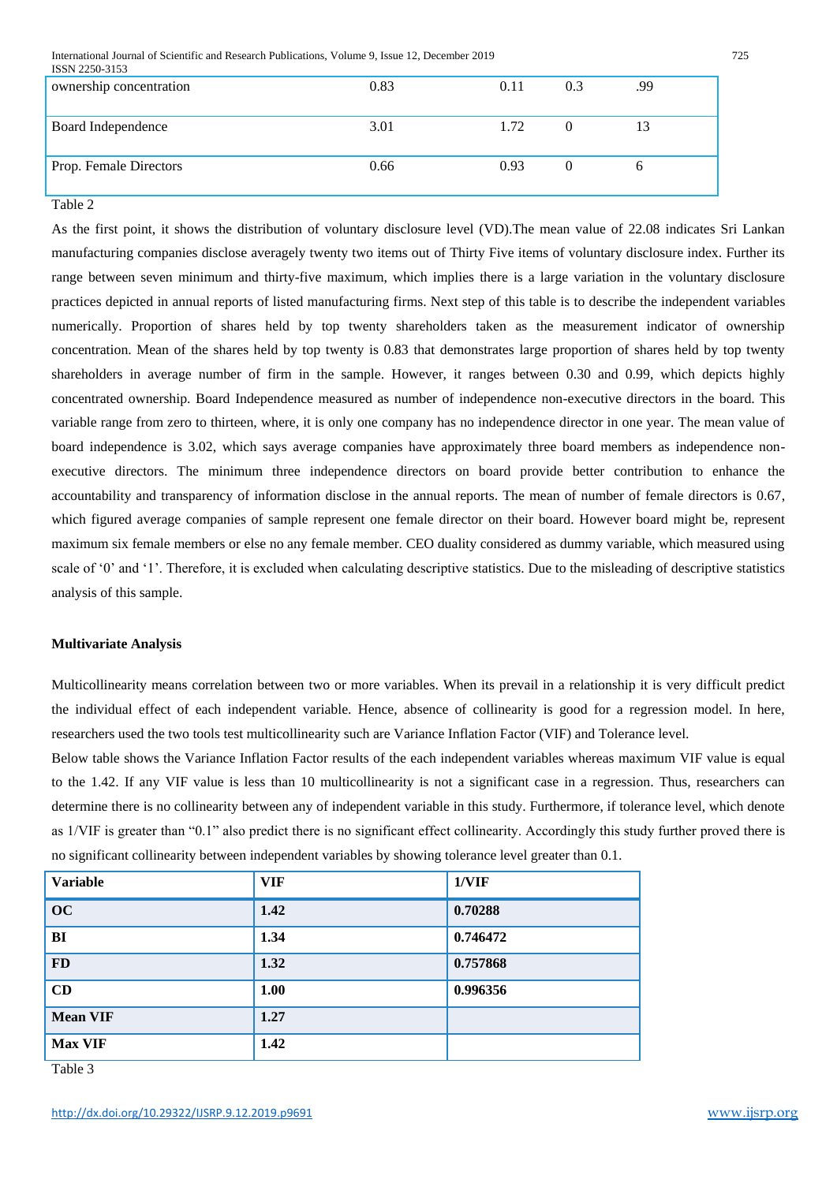| ownership concentration | 0.83 | 0.11 | 0.3 | .99 |
|---|---|---|---|---|
| Board Independence | 3.01 | 1.72 | 0 | 13 |
| Prop. Female Directors | 0.66 | 0.93 | 0 | 6 |

Table 2

As the first point, it shows the distribution of voluntary disclosure level (VD).The mean value of 22.08 indicates Sri Lankan manufacturing companies disclose averagely twenty two items out of Thirty Five items of voluntary disclosure index. Further its range between seven minimum and thirty-five maximum, which implies there is a large variation in the voluntary disclosure practices depicted in annual reports of listed manufacturing firms. Next step of this table is to describe the independent variables numerically. Proportion of shares held by top twenty shareholders taken as the measurement indicator of ownership concentration. Mean of the shares held by top twenty is 0.83 that demonstrates large proportion of shares held by top twenty shareholders in average number of firm in the sample. However, it ranges between 0.30 and 0.99, which depicts highly concentrated ownership. Board Independence measured as number of independence non-executive directors in the board. This variable range from zero to thirteen, where, it is only one company has no independence director in one year. The mean value of board independence is 3.02, which says average companies have approximately three board members as independence non-executive directors. The minimum three independence directors on board provide better contribution to enhance the accountability and transparency of information disclose in the annual reports. The mean of number of female directors is 0.67, which figured average companies of sample represent one female director on their board. However board might be, represent maximum six female members or else no any female member. CEO duality considered as dummy variable, which measured using scale of '0' and '1'. Therefore, it is excluded when calculating descriptive statistics. Due to the misleading of descriptive statistics analysis of this sample.

**Multivariate Analysis**

Multicollinearity means correlation between two or more variables. When its prevail in a relationship it is very difficult predict the individual effect of each independent variable. Hence, absence of collinearity is good for a regression model. In here, researchers used the two tools test multicollinearity such are Variance Inflation Factor (VIF) and Tolerance level.

Below table shows the Variance Inflation Factor results of the each independent variables whereas maximum VIF value is equal to the 1.42. If any VIF value is less than 10 multicollinearity is not a significant case in a regression. Thus, researchers can determine there is no collinearity between any of independent variable in this study. Furthermore, if tolerance level, which denote as 1/VIF is greater than "0.1" also predict there is no significant effect collinearity. Accordingly this study further proved there is no significant collinearity between independent variables by showing tolerance level greater than 0.1.

| **Variable** | **VIF** | **1/VIF** |
|---|---|---|
| **OC** | **1.42** | **0.70288** |
| **BI** | **1.34** | **0.746472** |
| **FD** | **1.32** | **0.757868** |
| **CD** | **1.00** | **0.996356** |
| **Mean VIF** | **1.27** | |
| **Max VIF** | **1.42** | |

Table 3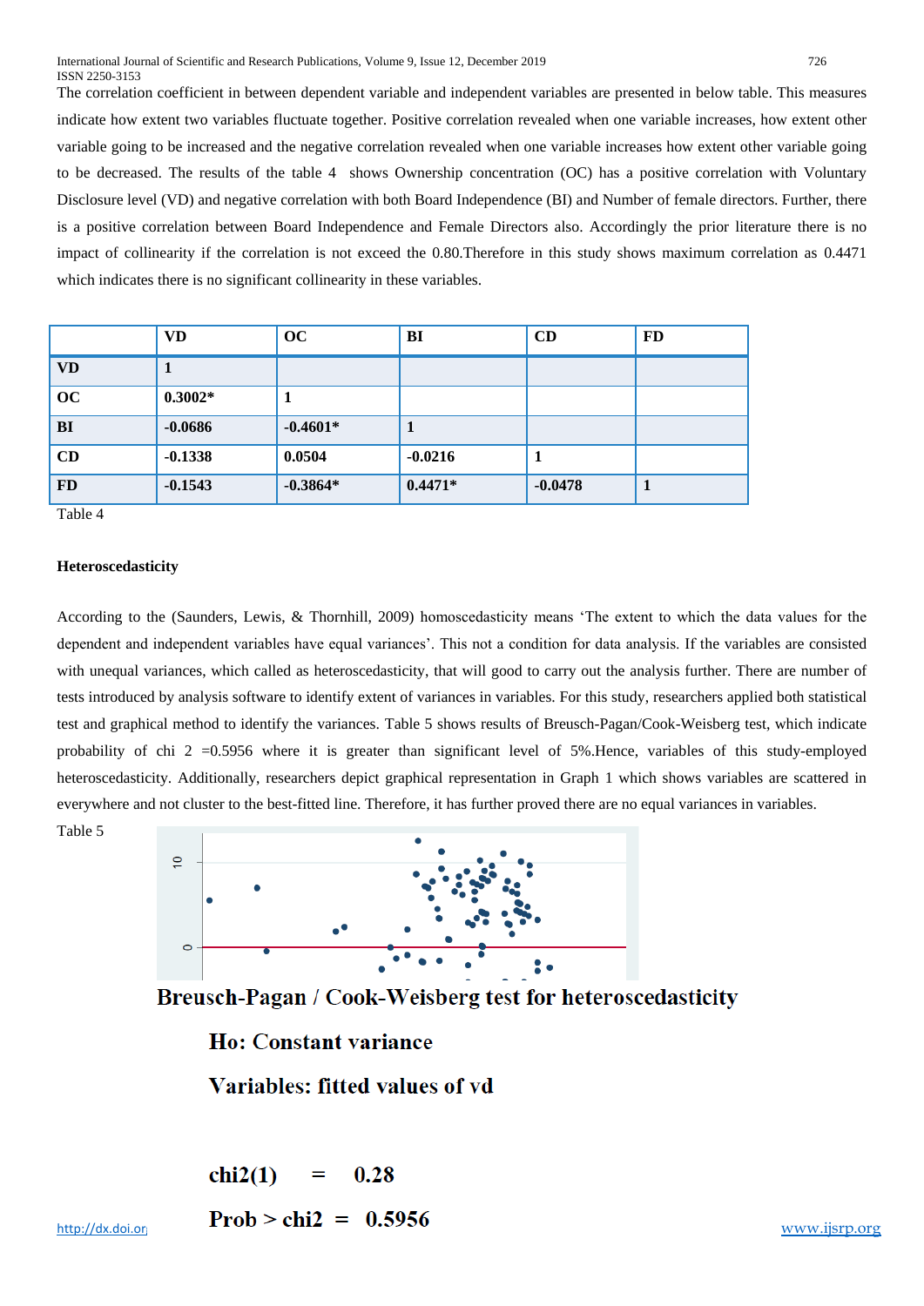The correlation coefficient in between dependent variable and independent variables are presented in below table. This measures indicate how extent two variables fluctuate together. Positive correlation revealed when one variable increases, how extent other variable going to be increased and the negative correlation revealed when one variable increases how extent other variable going to be decreased. The results of the table 4 shows Ownership concentration (OC) has a positive correlation with Voluntary Disclosure level (VD) and negative correlation with both Board Independence (BI) and Number of female directors. Further, there is a positive correlation between Board Independence and Female Directors also. Accordingly the prior literature there is no impact of collinearity if the correlation is not exceed the 0.80.Therefore in this study shows maximum correlation as 0.4471 which indicates there is no significant collinearity in these variables.

| | VD | OC | BI | CD | FD |
|---|---|---|---|---|---|
| **VD** | 1 | | | | |
| **OC** | 0.3002* | 1 | | | |
| **BI** | -0.0686 | -0.4601* | 1 | | |
| **CD** | -0.1338 | 0.0504 | -0.0216 | 1 | |
| **FD** | -0.1543 | -0.3864* | 0.4471* | -0.0478 | 1 |

Table 4

**Heteroscedasticity**

According to the (Saunders, Lewis, & Thornhill, 2009) homoscedasticity means 'The extent to which the data values for the dependent and independent variables have equal variances'. This not a condition for data analysis. If the variables are consisted with unequal variances, which called as heteroscedasticity, that will good to carry out the analysis further. There are number of tests introduced by analysis software to identify extent of variances in variables. For this study, researchers applied both statistical test and graphical method to identify the variances. Table 5 shows results of Breusch-Pagan/Cook-Weisberg test, which indicate probability of chi 2 =0.5956 where it is greater than significant level of 5%.Hence, variables of this study-employed heteroscedasticity. Additionally, researchers depict graphical representation in Graph 1 which shows variables are scattered in everywhere and not cluster to the best-fitted line. Therefore, it has further proved there are no equal variances in variables.

Table 5

**Breusch-Pagan / Cook-Weisberg test for heteroscedasticity**

**Ho: Constant variance**

**Variables: fitted values of vd**

**chi2(1) = 0.28**

**Prob > chi2 = 0.5956**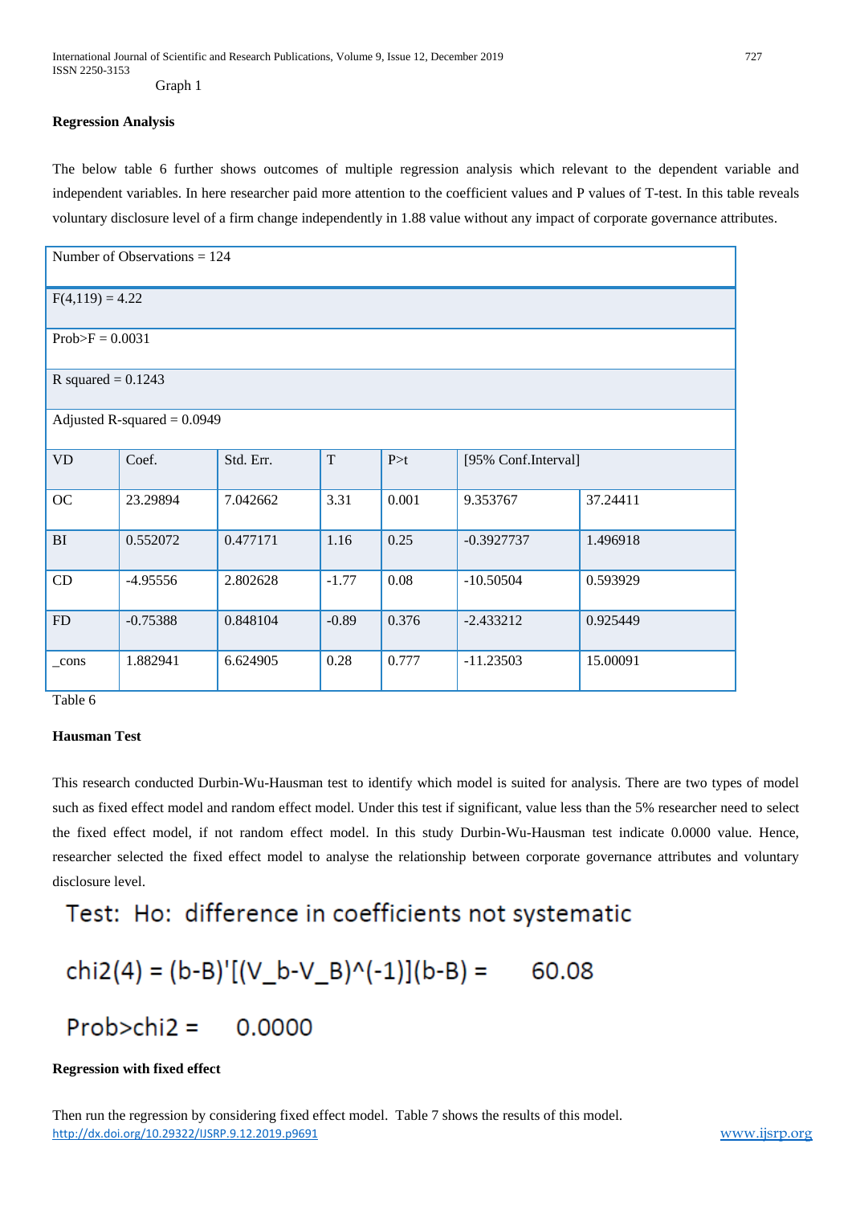Graph 1

**Regression Analysis**

The below table 6 further shows outcomes of multiple regression analysis which relevant to the dependent variable and independent variables. In here researcher paid more attention to the coefficient values and P values of T-test. In this table reveals voluntary disclosure level of a firm change independently in 1.88 value without any impact of corporate governance attributes.

| Number of Observations = 124 | | | | | | |
|---|---|---|---|---|---|---|
| F(4,119) = 4.22 | | | | | | |
| Prob>F = 0.0031 | | | | | | |
| R squared = 0.1243 | | | | | | |
| Adjusted R-squared = 0.0949 | | | | | | |
| VD | Coef. | Std. Err. | T | P>t | [95% Conf.Interval] | |
| OC | 23.29894 | 7.042662 | 3.31 | 0.001 | 9.353767 | 37.24411 |
| BI | 0.552072 | 0.477171 | 1.16 | 0.25 | -0.3927737 | 1.496918 |
| CD | -4.95556 | 2.802628 | -1.77 | 0.08 | -10.50504 | 0.593929 |
| FD | -0.75388 | 0.848104 | -0.89 | 0.376 | -2.433212 | 0.925449 |
| _cons | 1.882941 | 6.624905 | 0.28 | 0.777 | -11.23503 | 15.00091 |

Table 6

**Hausman Test**

This research conducted Durbin-Wu-Hausman test to identify which model is suited for analysis. There are two types of model such as fixed effect model and random effect model. Under this test if significant, value less than the 5% researcher need to select the fixed effect model, if not random effect model. In this study Durbin-Wu-Hausman test indicate 0.0000 value. Hence, researcher selected the fixed effect model to analyse the relationship between corporate governance attributes and voluntary disclosure level.

```
Test:  Ho:  difference in coefficients not systematic

chi2(4) = (b-B)'[(V_b-V_B)^(-1)](b-B) =      60.08

Prob>chi2 =      0.0000
```

**Regression with fixed effect**

Then run the regression by considering fixed effect model. Table 7 shows the results of this model.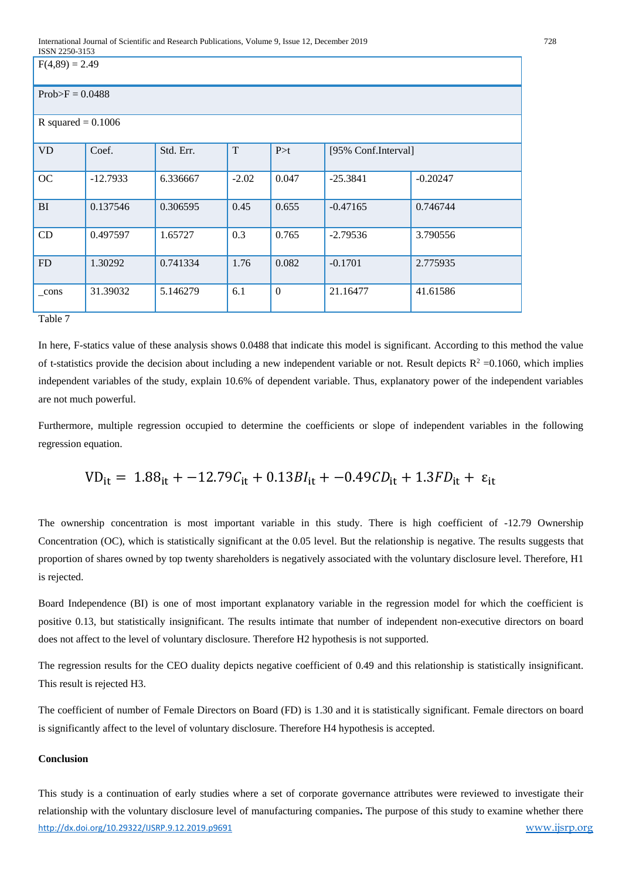| $F(4,89) = 2.49$ | | | | | | |
|---|---|---|---|---|---|---|
| Prob>F = 0.0488 | | | | | | |
| R squared = 0.1006 | | | | | | |
| VD | Coef. | Std. Err. | T | P>t | [95% Conf.Interval] | |
| OC | -12.7933 | 6.336667 | -2.02 | 0.047 | -25.3841 | -0.20247 |
| BI | 0.137546 | 0.306595 | 0.45 | 0.655 | -0.47165 | 0.746744 |
| CD | 0.497597 | 1.65727 | 0.3 | 0.765 | -2.79536 | 3.790556 |
| FD | 1.30292 | 0.741334 | 1.76 | 0.082 | -0.1701 | 2.775935 |
| _cons | 31.39032 | 5.146279 | 6.1 | 0 | 21.16477 | 41.61586 |

Table 7

In here, F-statics value of these analysis shows 0.0488 that indicate this model is significant. According to this method the value of t-statistics provide the decision about including a new independent variable or not. Result depicts $R^2$ =0.1060, which implies independent variables of the study, explain 10.6% of dependent variable. Thus, explanatory power of the independent variables are not much powerful.

Furthermore, multiple regression occupied to determine the coefficients or slope of independent variables in the following regression equation.

$$\mathrm{VD_{it}} = 1.88_{\mathrm{it}} + -12.79C_{\mathrm{it}} + 0.13BI_{\mathrm{it}} + -0.49CD_{\mathrm{it}} + 1.3FD_{\mathrm{it}} + \varepsilon_{\mathrm{it}}$$

The ownership concentration is most important variable in this study. There is high coefficient of -12.79 Ownership Concentration (OC), which is statistically significant at the 0.05 level. But the relationship is negative. The results suggests that proportion of shares owned by top twenty shareholders is negatively associated with the voluntary disclosure level. Therefore, H1 is rejected.

Board Independence (BI) is one of most important explanatory variable in the regression model for which the coefficient is positive 0.13, but statistically insignificant. The results intimate that number of independent non-executive directors on board does not affect to the level of voluntary disclosure. Therefore H2 hypothesis is not supported.

The regression results for the CEO duality depicts negative coefficient of 0.49 and this relationship is statistically insignificant. This result is rejected H3.

The coefficient of number of Female Directors on Board (FD) is 1.30 and it is statistically significant. Female directors on board is significantly affect to the level of voluntary disclosure. Therefore H4 hypothesis is accepted.

**Conclusion**

This study is a continuation of early studies where a set of corporate governance attributes were reviewed to investigate their relationship with the voluntary disclosure level of manufacturing companies**.** The purpose of this study to examine whether there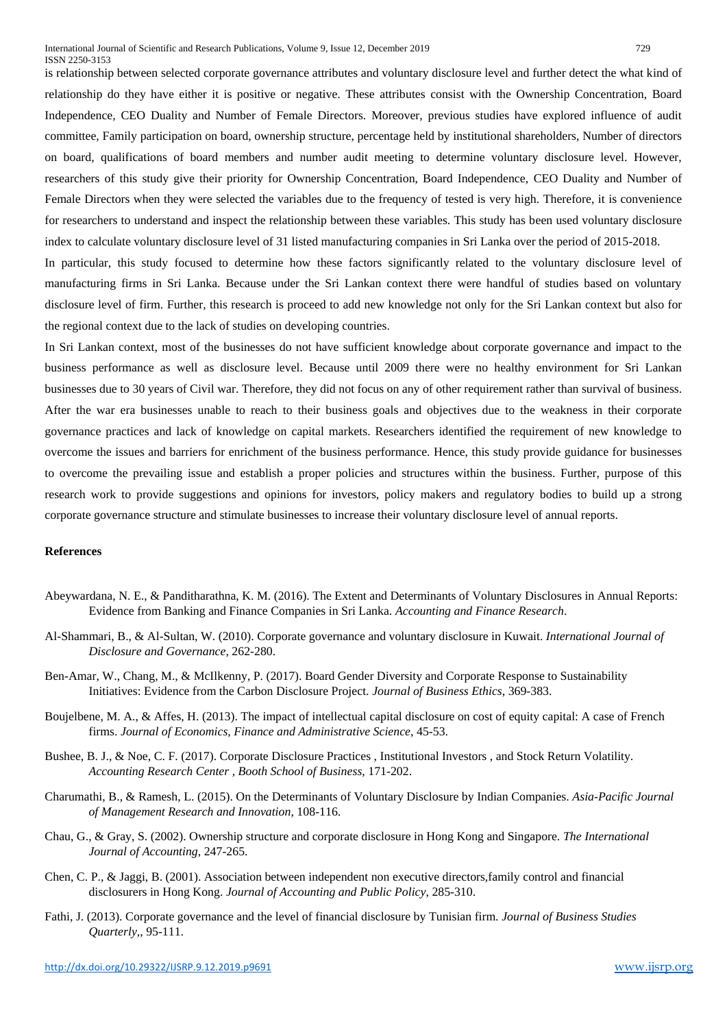is relationship between selected corporate governance attributes and voluntary disclosure level and further detect the what kind of relationship do they have either it is positive or negative. These attributes consist with the Ownership Concentration, Board Independence, CEO Duality and Number of Female Directors. Moreover, previous studies have explored influence of audit committee, Family participation on board, ownership structure, percentage held by institutional shareholders, Number of directors on board, qualifications of board members and number audit meeting to determine voluntary disclosure level. However, researchers of this study give their priority for Ownership Concentration, Board Independence, CEO Duality and Number of Female Directors when they were selected the variables due to the frequency of tested is very high. Therefore, it is convenience for researchers to understand and inspect the relationship between these variables. This study has been used voluntary disclosure index to calculate voluntary disclosure level of 31 listed manufacturing companies in Sri Lanka over the period of 2015-2018.

In particular, this study focused to determine how these factors significantly related to the voluntary disclosure level of manufacturing firms in Sri Lanka. Because under the Sri Lankan context there were handful of studies based on voluntary disclosure level of firm. Further, this research is proceed to add new knowledge not only for the Sri Lankan context but also for the regional context due to the lack of studies on developing countries.

In Sri Lankan context, most of the businesses do not have sufficient knowledge about corporate governance and impact to the business performance as well as disclosure level. Because until 2009 there were no healthy environment for Sri Lankan businesses due to 30 years of Civil war. Therefore, they did not focus on any of other requirement rather than survival of business. After the war era businesses unable to reach to their business goals and objectives due to the weakness in their corporate governance practices and lack of knowledge on capital markets. Researchers identified the requirement of new knowledge to overcome the issues and barriers for enrichment of the business performance. Hence, this study provide guidance for businesses to overcome the prevailing issue and establish a proper policies and structures within the business. Further, purpose of this research work to provide suggestions and opinions for investors, policy makers and regulatory bodies to build up a strong corporate governance structure and stimulate businesses to increase their voluntary disclosure level of annual reports.

## References

Abeywardana, N. E., & Panditharathna, K. M. (2016). The Extent and Determinants of Voluntary Disclosures in Annual Reports: Evidence from Banking and Finance Companies in Sri Lanka. *Accounting and Finance Research*.

Al-Shammari, B., & Al-Sultan, W. (2010). Corporate governance and voluntary disclosure in Kuwait. *International Journal of Disclosure and Governance*, 262-280.

Ben-Amar, W., Chang, M., & McIlkenny, P. (2017). Board Gender Diversity and Corporate Response to Sustainability Initiatives: Evidence from the Carbon Disclosure Project. *Journal of Business Ethics*, 369-383.

Boujelbene, M. A., & Affes, H. (2013). The impact of intellectual capital disclosure on cost of equity capital: A case of French firms. *Journal of Economics, Finance and Administrative Science*, 45-53.

Bushee, B. J., & Noe, C. F. (2017). Corporate Disclosure Practices , Institutional Investors , and Stock Return Volatility. *Accounting Research Center , Booth School of Business*, 171-202.

Charumathi, B., & Ramesh, L. (2015). On the Determinants of Voluntary Disclosure by Indian Companies. *Asia-Pacific Journal of Management Research and Innovation*, 108-116.

Chau, G., & Gray, S. (2002). Ownership structure and corporate disclosure in Hong Kong and Singapore. *The International Journal of Accounting*, 247-265.

Chen, C. P., & Jaggi, B. (2001). Association between independent non executive directors,family control and financial disclosurers in Hong Kong. *Journal of Accounting and Public Policy*, 285-310.

Fathi, J. (2013). Corporate governance and the level of financial disclosure by Tunisian firm. *Journal of Business Studies Quarterly,*, 95-111.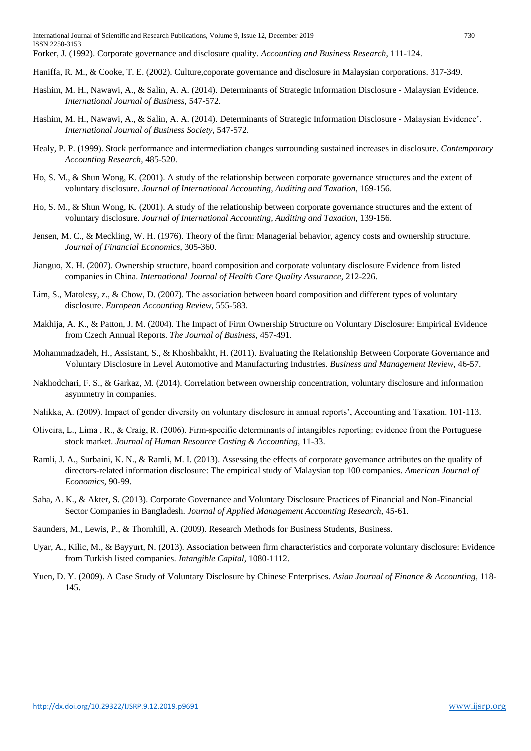Forker, J. (1992). Corporate governance and disclosure quality. *Accounting and Business Research*, 111-124.

Haniffa, R. M., & Cooke, T. E. (2002). Culture,coporate governance and disclosure in Malaysian corporations. 317-349.

Hashim, M. H., Nawawi, A., & Salin, A. A. (2014). Determinants of Strategic Information Disclosure - Malaysian Evidence. *International Journal of Business*, 547-572.

Hashim, M. H., Nawawi, A., & Salin, A. A. (2014). Determinants of Strategic Information Disclosure - Malaysian Evidence'. *International Journal of Business Society*, 547-572.

Healy, P. P. (1999). Stock performance and intermediation changes surrounding sustained increases in disclosure. *Contemporary Accounting Research*, 485-520.

Ho, S. M., & Shun Wong, K. (2001). A study of the relationship between corporate governance structures and the extent of voluntary disclosure. *Journal of International Accounting, Auditing and Taxation*, 169-156.

Ho, S. M., & Shun Wong, K. (2001). A study of the relationship between corporate governance structures and the extent of voluntary disclosure. *Journal of International Accounting, Auditing and Taxation*, 139-156.

Jensen, M. C., & Meckling, W. H. (1976). Theory of the firm: Managerial behavior, agency costs and ownership structure. *Journal of Financial Economics*, 305-360.

Jianguo, X. H. (2007). Ownership structure, board composition and corporate voluntary disclosure Evidence from listed companies in China. *International Journal of Health Care Quality Assurance*, 212-226.

Lim, S., Matolcsy, z., & Chow, D. (2007). The association between board composition and different types of voluntary disclosure. *European Accounting Review*, 555-583.

Makhija, A. K., & Patton, J. M. (2004). The Impact of Firm Ownership Structure on Voluntary Disclosure: Empirical Evidence from Czech Annual Reports. *The Journal of Business*, 457-491.

Mohammadzadeh, H., Assistant, S., & Khoshbakht, H. (2011). Evaluating the Relationship Between Corporate Governance and Voluntary Disclosure in Level Automotive and Manufacturing Industries. *Business and Management Review*, 46-57.

Nakhodchari, F. S., & Garkaz, M. (2014). Correlation between ownership concentration, voluntary disclosure and information asymmetry in companies.

Nalikka, A. (2009). Impact of gender diversity on voluntary disclosure in annual reports', Accounting and Taxation. 101-113.

Oliveira, L., Lima , R., & Craig, R. (2006). Firm-specific determinants of intangibles reporting: evidence from the Portuguese stock market. *Journal of Human Resource Costing & Accounting*, 11-33.

Ramli, J. A., Surbaini, K. N., & Ramli, M. I. (2013). Assessing the effects of corporate governance attributes on the quality of directors-related information disclosure: The empirical study of Malaysian top 100 companies. *American Journal of Economics*, 90-99.

Saha, A. K., & Akter, S. (2013). Corporate Governance and Voluntary Disclosure Practices of Financial and Non-Financial Sector Companies in Bangladesh. *Journal of Applied Management Accounting Research*, 45-61.

Saunders, M., Lewis, P., & Thornhill, A. (2009). Research Methods for Business Students, Business.

Uyar, A., Kilic, M., & Bayyurt, N. (2013). Association between firm characteristics and corporate voluntary disclosure: Evidence from Turkish listed companies. *Intangible Capital*, 1080-1112.

Yuen, D. Y. (2009). A Case Study of Voluntary Disclosure by Chinese Enterprises. *Asian Journal of Finance & Accounting*, 118-145.